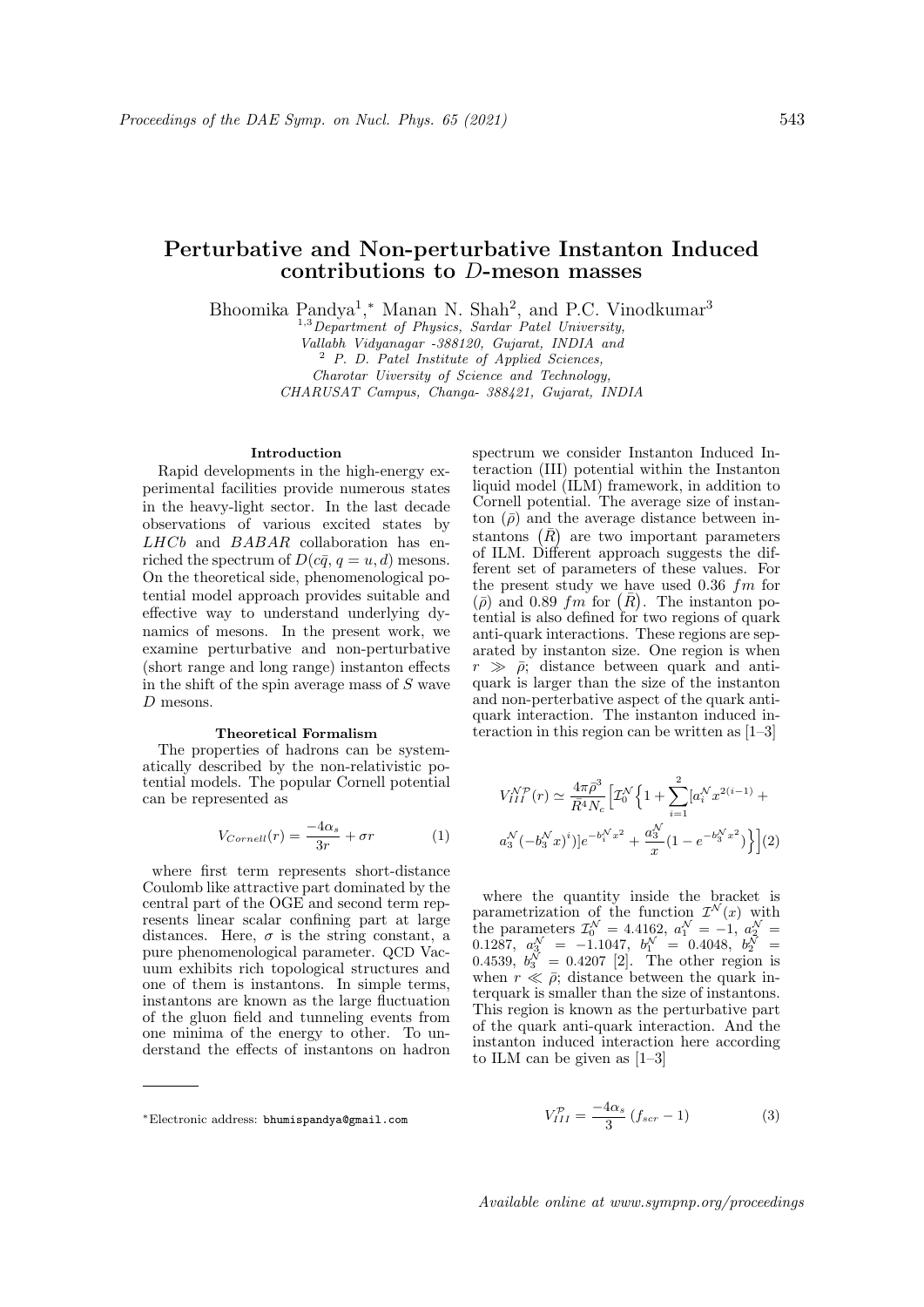# Perturbative and Non-perturbative Instanton Induced contributions to $D$-meson masses

Bhoomika Pandya[1,*], Manan N. Shah[2], and P.C. Vinodkumar[3]

[1,3] *Department of Physics, Sardar Patel University, Vallabh Vidyanagar -388120, Gujarat, INDIA and*
[2] *P. D. Patel Institute of Applied Sciences, Charotar Uiversity of Science and Technology, CHARUSAT Campus, Changa- 388421, Gujarat, INDIA*

## Introduction

Rapid developments in the high-energy experimental facilities provide numerous states in the heavy-light sector. In the last decade observations of various excited states by $LHCb$ and $BABAR$ collaboration has enriched the spectrum of $D(c\bar{q}, q = u, d)$ mesons. On the theoretical side, phenomenological potential model approach provides suitable and effective way to understand underlying dynamics of mesons. In the present work, we examine perturbative and non-perturbative (short range and long range) instanton effects in the shift of the spin average mass of $S$ wave $D$ mesons.

## Theoretical Formalism

The properties of hadrons can be systematically described by the non-relativistic potential models. The popular Cornell potential can be represented as

$$V_{Cornell}(r) = \frac{-4\alpha_s}{3r} + \sigma r \tag{1}$$

where first term represents short-distance Coulomb like attractive part dominated by the central part of the OGE and second term represents linear scalar confining part at large distances. Here, $\sigma$ is the string constant, a pure phenomenological parameter. QCD Vacuum exhibits rich topological structures and one of them is instantons. In simple terms, instantons are known as the large fluctuation of the gluon field and tunneling events from one minima of the energy to other. To understand the effects of instantons on hadron spectrum we consider Instanton Induced Interaction (III) potential within the Instanton liquid model (ILM) framework, in addition to Cornell potential. The average size of instanton $(\bar{\rho})$ and the average distance between instantons $(\bar{R})$ are two important parameters of ILM. Different approach suggests the different set of parameters of these values. For the present study we have used 0.36 $fm$ for $(\bar{\rho})$ and 0.89 $fm$ for $(\bar{R})$. The instanton potential is also defined for two regions of quark anti-quark interactions. These regions are separated by instanton size. One region is when $r \gg \bar{\rho}$; distance between quark and antiquark is larger than the size of the instanton and non-perterbative aspect of the quark antiquark interaction. The instanton induced interaction in this region can be written as [1–3]

$$V_{III}^{\mathcal{NP}}(r) \simeq \frac{4\pi\bar{\rho}^3}{\bar{R}^4 N_c}\Big[\mathcal{I}_0^{\mathcal{N}}\Big\{1 + \sum_{i=1}^{2}[a_i^{\mathcal{N}} x^{2(i-1)} + a_3^{\mathcal{N}}(-b_3^{\mathcal{N}} x)^i)]e^{-b_i^{\mathcal{N}} x^2} + \frac{a_3^{\mathcal{N}}}{x}(1 - e^{-b_3^{\mathcal{N}} x^2})\Big\}\Big] \tag{2}$$

where the quantity inside the bracket is parametrization of the function $\mathcal{I}^{\mathcal{N}}(x)$ with the parameters $\mathcal{I}_0^{\mathcal{N}} = 4.4162$, $a_1^{\mathcal{N}} = -1$, $a_2^{\mathcal{N}} = 0.1287$, $a_3^{\mathcal{N}} = -1.1047$, $b_1^{\mathcal{N}} = 0.4048$, $b_2^{\mathcal{N}} = 0.4539$, $b_3^{\mathcal{N}} = 0.4207$ [2]. The other region is when $r \ll \bar{\rho}$; distance between the quark interquark is smaller than the size of instantons. This region is known as the perturbative part of the quark anti-quark interaction. And the instanton induced interaction here according to ILM can be given as [1–3]

$$V_{III}^{\mathcal{P}} = \frac{-4\alpha_s}{3}\,(f_{scr} - 1) \tag{3}$$

*Electronic address: bhumispandya@gmail.com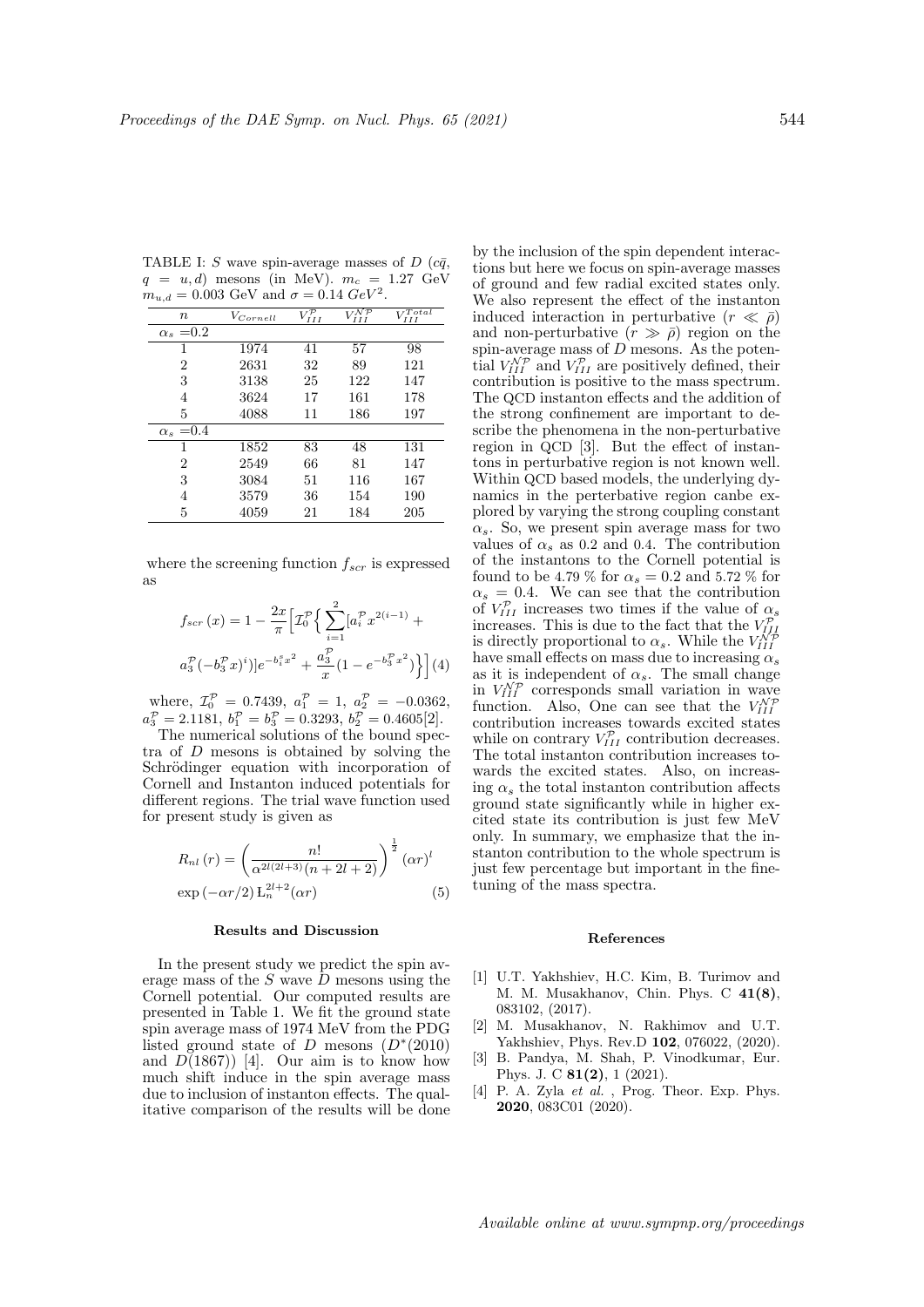TABLE I: $S$ wave spin-average masses of $D$ ($c\bar{q}$, $q = u, d$) mesons (in MeV). $m_c = 1.27$ GeV $m_{u,d} = 0.003$ GeV and $\sigma = 0.14\ GeV^2$.

| $n$ | $V_{Cornell}$ | $V_{III}^{\mathcal{P}}$ | $V_{III}^{N\mathcal{P}}$ | $V_{III}^{Total}$ |
|---|---|---|---|---|
| $\alpha_s = 0.2$ | | | | |
| 1 | 1974 | 41 | 57 | 98 |
| 2 | 2631 | 32 | 89 | 121 |
| 3 | 3138 | 25 | 122 | 147 |
| 4 | 3624 | 17 | 161 | 178 |
| 5 | 4088 | 11 | 186 | 197 |
| $\alpha_s = 0.4$ | | | | |
| 1 | 1852 | 83 | 48 | 131 |
| 2 | 2549 | 66 | 81 | 147 |
| 3 | 3084 | 51 | 116 | 167 |
| 4 | 3579 | 36 | 154 | 190 |
| 5 | 4059 | 21 | 184 | 205 |

where the screening function $f_{scr}$ is expressed as

$$f_{scr}(x) = 1 - \frac{2x}{\pi}\Big[\mathcal{I}_0^{\mathcal{P}}\Big\{\sum_{i=1}^{2}[a_i^{\mathcal{P}}x^{2(i-1)} + a_3^{\mathcal{P}}(-b_3^{\mathcal{P}}x)^i)]e^{-b_i^s x^2} + \frac{a_3^{\mathcal{P}}}{x}(1 - e^{-b_3^{\mathcal{P}}x^2})\Big\}\Big] \quad (4)$$

where, $\mathcal{I}_0^{\mathcal{P}} = 0.7439$, $a_1^{\mathcal{P}} = 1$, $a_2^{\mathcal{P}} = -0.0362$, $a_3^{\mathcal{P}} = 2.1181$, $b_1^{\mathcal{P}} = b_3^{\mathcal{P}} = 0.3293$, $b_2^{\mathcal{P}} = 0.4605$[2].

The numerical solutions of the bound spectra of $D$ mesons is obtained by solving the Schrödinger equation with incorporation of Cornell and Instanton induced potentials for different regions. The trial wave function used for present study is given as

$$R_{nl}(r) = \left(\frac{n!}{\alpha^{2l(2l+3)}(n+2l+2)}\right)^{\frac{1}{2}}(\alpha r)^l \exp(-\alpha r/2)\,\mathrm{L}_n^{2l+2}(\alpha r) \quad (5)$$

## Results and Discussion

In the present study we predict the spin average mass of the $S$ wave $D$ mesons using the Cornell potential. Our computed results are presented in Table 1. We fit the ground state spin average mass of 1974 MeV from the PDG listed ground state of $D$ mesons ($D^*(2010)$ and $D(1867)$) [4]. Our aim is to know how much shift induce in the spin average mass due to inclusion of instanton effects. The qualitative comparison of the results will be done by the inclusion of the spin dependent interactions but here we focus on spin-average masses of ground and few radial excited states only. We also represent the effect of the instanton induced interaction in perturbative ($r \ll \bar{\rho}$) and non-perturbative ($r \gg \bar{\rho}$) region on the spin-average mass of $D$ mesons. As the potential $V_{III}^{N\mathcal{P}}$ and $V_{III}^{\mathcal{P}}$ are positively defined, their contribution is positive to the mass spectrum. The QCD instanton effects and the addition of the strong confinement are important to describe the phenomena in the non-perturbative region in QCD [3]. But the effect of instantons in perturbative region is not known well. Within QCD based models, the underlying dynamics in the perterbative region canbe explored by varying the strong coupling constant $\alpha_s$. So, we present spin average mass for two values of $\alpha_s$ as 0.2 and 0.4. The contribution of the instantons to the Cornell potential is found to be 4.79 % for $\alpha_s = 0.2$ and 5.72 % for $\alpha_s = 0.4$. We can see that the contribution of $V_{III}^{\mathcal{P}}$ increases two times if the value of $\alpha_s$ increases. This is due to the fact that the $V_{III}^{\mathcal{P}}$ is directly proportional to $\alpha_s$. While the $V_{III}^{N\mathcal{P}}$ have small effects on mass due to increasing $\alpha_s$ as it is independent of $\alpha_s$. The small change in $V_{III}^{N\mathcal{P}}$ corresponds small variation in wave function. Also, One can see that the $V_{III}^{N\mathcal{P}}$ contribution increases towards excited states while on contrary $V_{III}^{\mathcal{P}}$ contribution decreases. The total instanton contribution increases towards the excited states. Also, on increasing $\alpha_s$ the total instanton contribution affects ground state significantly while in higher excited state its contribution is just few MeV only. In summary, we emphasize that the instanton contribution to the whole spectrum is just few percentage but important in the finetuning of the mass spectra.

### References

[1] U.T. Yakhshiev, H.C. Kim, B. Turimov and M. M. Musakhanov, Chin. Phys. C **41(8)**, 083102, (2017).

[2] M. Musakhanov, N. Rakhimov and U.T. Yakhshiev, Phys. Rev.D **102**, 076022, (2020).

[3] B. Pandya, M. Shah, P. Vinodkumar, Eur. Phys. J. C **81(2)**, 1 (2021).

[4] P. A. Zyla *et al.* , Prog. Theor. Exp. Phys. **2020**, 083C01 (2020).

*Available online at www.sympnp.org/proceedings*